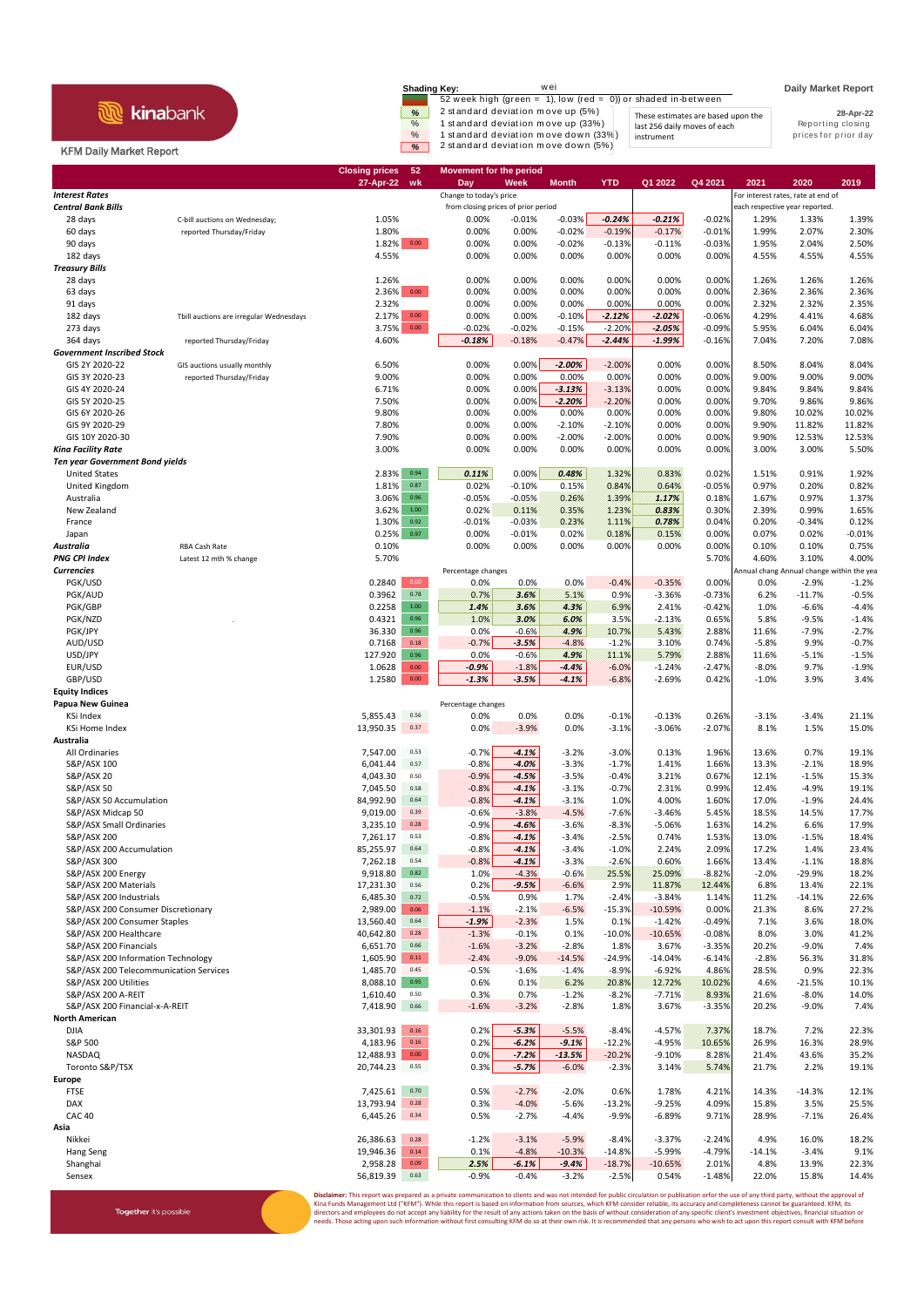**kinabank**

KFM Daily Market Report

**Shading Key:** wei
- 52 week high (green = 1), low (red = 0)) or shaded in-between
- % 2 standard deviation move up (5%)
- % 1 standard deviation move up (33%)
- % 1 standard deviation move down (33%)
- % 2 standard deviation move down (5%)

These estimates are based upon the last 256 daily moves of each instrument

**Daily Market Report**

**28-Apr-22**

Reporting closing prices for prior day

| | | Closing prices 27-Apr-22 | 52 wk | Day | Week | Month | YTD | Q1 2022 | Q4 2021 | 2021 | 2020 | 2019 |
|---|---|---|---|---|---|---|---|---|---|---|---|---|
| ***Interest Rates*** | | | | Change to today's price | | | | | | For interest rates, rate at end of | | |
| ***Central Bank Bills*** | | | | from closing prices of prior period | | | | | | each respective year reported. | | |
| 28 days | C-bill auctions on Wednesday; | 1.05% | | 0.00% | -0.01% | -0.03% | -0.24% | -0.21% | -0.02% | 1.29% | 1.33% | 1.39% |
| 60 days | reported Thursday/Friday | 1.80% | | 0.00% | 0.00% | -0.02% | -0.19% | -0.17% | -0.01% | 1.99% | 2.07% | 2.30% |
| 90 days | | 1.82% | 0.00 | 0.00% | 0.00% | -0.02% | -0.13% | -0.11% | -0.03% | 1.95% | 2.04% | 2.50% |
| 182 days | | 4.55% | | 0.00% | 0.00% | 0.00% | 0.00% | 0.00% | 0.00% | 4.55% | 4.55% | 4.55% |
| ***Treasury Bills*** | | | | | | | | | | | | |
| 28 days | | 1.26% | | 0.00% | 0.00% | 0.00% | 0.00% | 0.00% | 0.00% | 1.26% | 1.26% | 1.26% |
| 63 days | | 2.36% | 0.00 | 0.00% | 0.00% | 0.00% | 0.00% | 0.00% | 0.00% | 2.36% | 2.36% | 2.36% |
| 91 days | | 2.32% | | 0.00% | 0.00% | 0.00% | 0.00% | 0.00% | 0.00% | 2.32% | 2.32% | 2.35% |
| 182 days | Tbill auctions are irregular Wednesdays | 2.17% | 0.00 | 0.00% | 0.00% | -0.10% | -2.12% | -2.02% | -0.06% | 4.29% | 4.41% | 4.68% |
| 273 days | | 3.75% | 0.00 | -0.02% | -0.02% | -0.15% | -2.20% | -2.05% | -0.09% | 5.95% | 6.04% | 6.04% |
| 364 days | reported Thursday/Friday | 4.60% | | -0.18% | -0.18% | -0.47% | -2.44% | -1.99% | -0.16% | 7.04% | 7.20% | 7.08% |
| ***Government Inscribed Stock*** | | | | | | | | | | | | |
| GIS 2Y 2020-22 | GIS auctions usually monthly | 6.50% | | 0.00% | 0.00% | -2.00% | -2.00% | 0.00% | 0.00% | 8.50% | 8.04% | 8.04% |
| GIS 3Y 2020-23 | reported Thursday/Friday | 9.00% | | 0.00% | 0.00% | 0.00% | 0.00% | 0.00% | 0.00% | 9.00% | 9.00% | 9.00% |
| GIS 4Y 2020-24 | | 6.71% | | 0.00% | 0.00% | -3.13% | -3.13% | 0.00% | 0.00% | 9.84% | 9.84% | 9.84% |
| GIS 5Y 2020-25 | | 7.50% | | 0.00% | 0.00% | -2.20% | -2.20% | 0.00% | 0.00% | 9.70% | 9.86% | 9.86% |
| GIS 6Y 2020-26 | | 9.80% | | 0.00% | 0.00% | 0.00% | 0.00% | 0.00% | 0.00% | 9.80% | 10.02% | 10.02% |
| GIS 9Y 2020-29 | | 7.80% | | 0.00% | 0.00% | -2.10% | -2.10% | 0.00% | 0.00% | 9.90% | 11.82% | 11.82% |
| GIS 10Y 2020-30 | | 7.90% | | 0.00% | 0.00% | -2.00% | -2.00% | 0.00% | 0.00% | 9.90% | 12.53% | 12.53% |
| ***Kina Facility Rate*** | | 3.00% | | 0.00% | 0.00% | 0.00% | 0.00% | 0.00% | 0.00% | 3.00% | 3.00% | 5.50% |
| ***Ten year Government Bond yields*** | | | | | | | | | | | | |
| United States | | 2.83% | 0.94 | 0.11% | 0.00% | 0.48% | 1.32% | 0.83% | 0.02% | 1.51% | 0.91% | 1.92% |
| United Kingdom | | 1.81% | 0.87 | 0.02% | -0.10% | 0.15% | 0.84% | 0.64% | -0.05% | 0.97% | 0.20% | 0.82% |
| Australia | | 3.06% | 0.96 | -0.05% | -0.05% | 0.26% | 1.39% | 1.17% | 0.18% | 1.67% | 0.97% | 1.37% |
| New Zealand | | 3.62% | 1.00 | 0.02% | 0.11% | 0.35% | 1.23% | 0.83% | 0.30% | 2.39% | 0.99% | 1.65% |
| France | | 1.30% | 0.92 | -0.01% | -0.03% | 0.23% | 1.11% | 0.78% | 0.04% | 0.20% | -0.34% | 0.12% |
| Japan | | 0.25% | 0.97 | 0.00% | -0.01% | 0.02% | 0.18% | 0.15% | 0.00% | 0.07% | 0.02% | -0.01% |
| ***Australia*** | RBA Cash Rate | 0.10% | | 0.00% | 0.00% | 0.00% | 0.00% | 0.00% | 0.00% | 0.10% | 0.10% | 0.75% |
| ***PNG CPI Index*** | Latest 12 mth % change | 5.70% | | | | | | | 5.70% | 4.60% | 3.10% | 4.00% |
| ***Currencies*** | | | | Percentage changes | | | | | | Annual chang | Annual change within the yea | |
| PGK/USD | | 0.2840 | 0.00 | 0.0% | 0.0% | 0.0% | -0.4% | -0.35% | 0.00% | 0.0% | -2.9% | -1.2% |
| PGK/AUD | | 0.3962 | 0.78 | 0.7% | 3.6% | 5.1% | 0.9% | -3.36% | -0.73% | 6.2% | -11.7% | -0.5% |
| PGK/GBP | | 0.2258 | 1.00 | 1.4% | 3.6% | 4.3% | 6.9% | 2.41% | -0.42% | 1.0% | -6.6% | -4.4% |
| PGK/NZD | | 0.4321 | 0.96 | 1.0% | 3.0% | 6.0% | 3.5% | -2.13% | 0.65% | 5.8% | -9.5% | -1.4% |
| PGK/JPY | | 36.330 | 0.96 | 0.0% | -0.6% | 4.9% | 10.7% | 5.43% | 2.88% | 11.6% | -7.9% | -2.7% |
| AUD/USD | | 0.7168 | 0.18 | -0.7% | -3.5% | -4.8% | -1.2% | 3.10% | 0.74% | -5.8% | 9.9% | -0.7% |
| USD/JPY | | 127.920 | 0.96 | 0.0% | -0.6% | 4.9% | 11.1% | 5.79% | 2.88% | 11.6% | -5.1% | -1.5% |
| EUR/USD | | 1.0628 | 0.00 | -0.9% | -1.8% | -4.4% | -6.0% | -1.24% | -2.47% | -8.0% | 9.7% | -1.9% |
| GBP/USD | | 1.2580 | 0.00 | -1.3% | -3.5% | -4.1% | -6.8% | -2.69% | 0.42% | -1.0% | 3.9% | 3.4% |
| **Equity Indices** | | | | | | | | | | | | |
| **Papua New Guinea** | | | | Percentage changes | | | | | | | | |
| KSi Index | | 5,855.43 | 0.56 | 0.0% | 0.0% | 0.0% | -0.1% | -0.13% | 0.26% | -3.1% | -3.4% | 21.1% |
| KSi Home Index | | 13,950.35 | 0.37 | 0.0% | -3.9% | 0.0% | -3.1% | -3.06% | -2.07% | 8.1% | 1.5% | 15.0% |
| **Australia** | | | | | | | | | | | | |
| All Ordinaries | | 7,547.00 | 0.53 | -0.7% | -4.1% | -3.2% | -3.0% | 0.13% | 1.96% | 13.6% | 0.7% | 19.1% |
| S&P/ASX 100 | | 6,041.44 | 0.57 | -0.8% | -4.0% | -3.3% | -1.7% | 1.41% | 1.66% | 13.3% | -2.1% | 18.9% |
| S&P/ASX 20 | | 4,043.30 | 0.50 | -0.9% | -4.5% | -3.5% | -0.4% | 3.21% | 0.67% | 12.1% | -1.5% | 15.3% |
| S&P/ASX 50 | | 7,045.50 | 0.58 | -0.8% | -4.1% | -3.1% | -0.7% | 2.31% | 0.99% | 12.4% | -4.9% | 19.1% |
| S&P/ASX 50 Accumulation | | 84,992.90 | 0.64 | -0.8% | -4.1% | -3.1% | 1.0% | 4.00% | 1.60% | 17.0% | -1.9% | 24.4% |
| S&P/ASX Midcap 50 | | 9,019.00 | 0.39 | -0.6% | -3.8% | -4.5% | -7.6% | -3.46% | 5.45% | 18.5% | 14.5% | 17.7% |
| S&P/ASX Small Ordinaries | | 3,235.10 | 0.28 | -0.9% | -4.6% | -3.6% | -8.3% | -5.06% | 1.63% | 14.2% | 6.6% | 17.9% |
| S&P/ASX 200 | | 7,261.17 | 0.53 | -0.8% | -4.1% | -3.4% | -2.5% | 0.74% | 1.53% | 13.0% | -1.5% | 18.4% |
| S&P/ASX 200 Accumulation | | 85,255.97 | 0.64 | -0.8% | -4.1% | -3.4% | -1.0% | 2.24% | 2.09% | 17.2% | 1.4% | 23.4% |
| S&P/ASX 300 | | 7,262.18 | 0.54 | -0.8% | -4.1% | -3.3% | -2.6% | 0.60% | 1.66% | 13.4% | -1.1% | 18.8% |
| S&P/ASX 200 Energy | | 9,918.80 | 0.82 | 1.0% | -4.3% | -0.6% | 25.5% | 25.09% | -8.82% | -2.0% | -29.9% | 18.2% |
| S&P/ASX 200 Materials | | 17,231.30 | 0.56 | 0.2% | -9.5% | -6.6% | 2.9% | 11.87% | 12.44% | 6.8% | 13.4% | 22.1% |
| S&P/ASX 200 Industrials | | 6,485.30 | 0.72 | -0.5% | 0.9% | 1.7% | -2.4% | -3.84% | 1.14% | 11.2% | -14.1% | 22.6% |
| S&P/ASX 200 Consumer Discretionary | | 2,989.00 | 0.06 | -1.1% | -2.1% | -6.5% | -15.3% | -10.59% | 0.00% | 21.3% | 8.6% | 27.2% |
| S&P/ASX 200 Consumer Staples | | 13,560.40 | 0.64 | -1.9% | -2.3% | 1.5% | 0.1% | -1.42% | -0.49% | 7.1% | 3.6% | 18.0% |
| S&P/ASX 200 Healthcare | | 40,642.80 | 0.28 | -1.3% | -0.1% | 0.1% | -10.0% | -10.65% | -0.08% | 8.0% | 3.0% | 41.2% |
| S&P/ASX 200 Financials | | 6,651.70 | 0.66 | -1.6% | -3.2% | -2.8% | 1.8% | 3.67% | -3.35% | 20.2% | -9.0% | 7.4% |
| S&P/ASX 200 Information Technology | | 1,605.90 | 0.11 | -2.4% | -9.0% | -14.5% | -24.9% | -14.04% | -6.14% | -2.8% | 56.3% | 31.8% |
| S&P/ASX 200 Telecommunication Services | | 1,485.70 | 0.45 | -0.5% | -1.6% | -1.4% | -8.9% | -6.92% | 4.86% | 28.5% | 0.9% | 22.3% |
| S&P/ASX 200 Utilities | | 8,088.10 | 0.95 | 0.6% | 0.1% | 6.2% | 20.8% | 12.72% | 10.02% | 4.6% | -21.5% | 10.1% |
| S&P/ASX 200 A-REIT | | 1,610.40 | 0.50 | 0.3% | 0.7% | -1.2% | -8.2% | -7.71% | 8.93% | 21.6% | -8.0% | 14.0% |
| S&P/ASX 200 Financial-x-A-REIT | | 7,418.90 | 0.66 | -1.6% | -3.2% | -2.8% | 1.8% | 3.67% | -3.35% | 20.2% | -9.0% | 7.4% |
| **North American** | | | | | | | | | | | | |
| DJIA | | 33,301.93 | 0.16 | 0.2% | -5.3% | -5.5% | -8.4% | -4.57% | 7.37% | 18.7% | 7.2% | 22.3% |
| S&P 500 | | 4,183.96 | 0.16 | 0.2% | -6.2% | -9.1% | -12.2% | -4.95% | 10.65% | 26.9% | 16.3% | 28.9% |
| NASDAQ | | 12,488.93 | 0.00 | 0.0% | -7.2% | -13.5% | -20.2% | -9.10% | 8.28% | 21.4% | 43.6% | 35.2% |
| Toronto S&P/TSX | | 20,744.23 | 0.55 | 0.3% | -5.7% | -6.0% | -2.3% | 3.14% | 5.74% | 21.7% | 2.2% | 19.1% |
| **Europe** | | | | | | | | | | | | |
| FTSE | | 7,425.61 | 0.70 | 0.5% | -2.7% | -2.0% | 0.6% | 1.78% | 4.21% | 14.3% | -14.3% | 12.1% |
| DAX | | 13,793.94 | 0.28 | 0.3% | -4.0% | -5.6% | -13.2% | -9.25% | 4.09% | 15.8% | 3.5% | 25.5% |
| CAC 40 | | 6,445.26 | 0.34 | 0.5% | -2.7% | -4.4% | -9.9% | -6.89% | 9.71% | 28.9% | -7.1% | 26.4% |
| **Asia** | | | | | | | | | | | | |
| Nikkei | | 26,386.63 | 0.28 | -1.2% | -3.1% | -5.9% | -8.4% | -3.37% | -2.24% | 4.9% | 16.0% | 18.2% |
| Hang Seng | | 19,946.36 | 0.14 | 0.1% | -4.8% | -10.3% | -14.8% | -5.99% | -4.79% | -14.1% | -3.4% | 9.1% |
| Shanghai | | 2,958.28 | 0.09 | 2.5% | -6.1% | -9.4% | -18.7% | -10.65% | 2.01% | 4.8% | 13.9% | 22.3% |
| Sensex | | 56,819.39 | 0.63 | -0.9% | -0.4% | -3.2% | -2.5% | 0.54% | -1.48% | 22.0% | 15.8% | 14.4% |

Together it's possible

**Disclaimer:** This report was prepared as a private communication to clients and was not intended for public circulation or publication or for the use of any third party, without the approval of Kina Funds Management Ltd ("KFM"). While this report is based on information from sources, which KFM consider reliable, its accuracy and completeness cannot be guaranteed. KFM, its directors and employees do not accept any liability for the result of any actions taken on the basis of without consideration of any specific client's investment objectives, financial situation or needs. Those acting upon such information without first consulting KFM do so at their own risk. It is recommended that any persons who wish to act upon this report consult with KFM before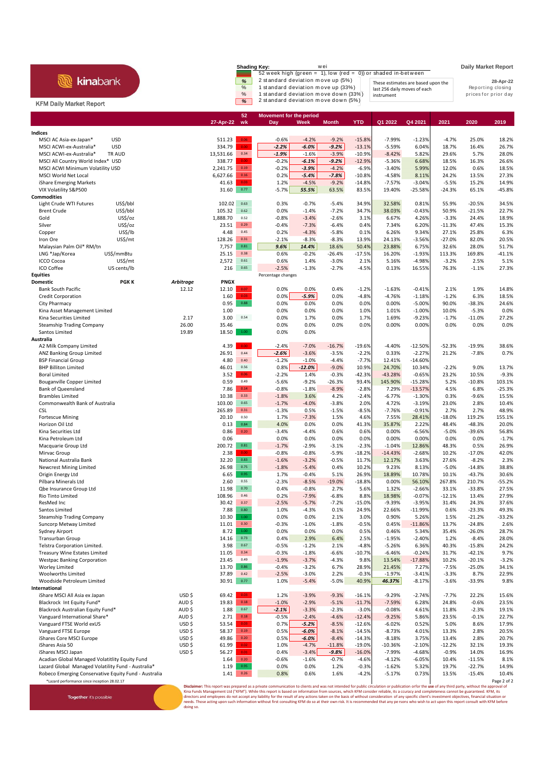# kinabank

KFM Daily Market Report

**Shading Key:**

- 52 week high (green = 1), low (red = 0)) or shaded in-between
- % 2 standard deviation move up (5%)
- % 1 standard deviation move up (33%)
- % 1 standard deviation move down (33%)
- % 2 standard deviation move down (5%)

These estimates are based upon the last 256 daily moves of each instrument

**Daily Market Report**

28-Apr-22
Reporting closing prices for prior day

| | | | 27-Apr-22 | 52 wk | Day | Week | Month | YTD | Q1 2022 | Q4 2021 | 2021 | 2020 | 2019 |
|---|---|---|---|---|---|---|---|---|---|---|---|---|---|
| **Indices** | | | | | | | | | | | | | |
| MSCI AC Asia-ex-Japan* | USD | | 511.23 | 0.06 | -0.6% | -4.2% | -9.2% | -15.8% | -7.99% | -1.23% | -4.7% | 25.0% | 18.2% |
| MSCI ACWI-ex-Australia* | USD | | 334.79 | 0.00 | -2.2% | -6.0% | -9.2% | -13.1% | -5.59% | 6.04% | 18.7% | 16.4% | 26.7% |
| MSCI ACWI-ex-Australia* | TR AUD | | 13,531.66 | 0.34 | -1.9% | -1.6% | -3.9% | -10.9% | -8.42% | 5.82% | 29.6% | 5.7% | 28.0% |
| MSCI All Country World Index* | USD | | 338.77 | 0.00 | -0.2% | -6.1% | -9.2% | -12.9% | -5.36% | 6.68% | 18.5% | 16.3% | 26.6% |
| MSCI ACWI Minimum Volatility | USD | | 2,241.75 | 0.19 | -0.2% | -3.9% | -4.2% | -6.9% | -3.40% | 5.99% | 12.0% | 0.6% | 18.5% |
| MSCI World Net Local | | | 6,627.66 | 0.16 | 0.2% | -5.4% | -7.8% | -10.8% | -4.58% | 8.11% | 24.2% | 13.5% | 27.3% |
| iShare Emerging Markets | | | 41.63 | 0.03 | 1.2% | -4.5% | -9.2% | -14.8% | -7.57% | -3.04% | -5.5% | 15.2% | 14.9% |
| VIX Volatility S&P500 | | | 31.60 | 0.77 | -5.7% | 55.5% | 63.5% | 83.5% | 19.40% | -25.58% | -24.3% | 65.1% | -45.8% |
| **Commodities** | | | | | | | | | | | | | |
| Light Crude WTI Futures | US$/bbl | | 102.02 | 0.63 | 0.3% | -0.7% | -5.4% | 34.9% | 32.58% | 0.81% | 55.9% | -20.5% | 34.5% |
| Brent Crude | US$/bbl | | 105.32 | 0.62 | 0.0% | -1.4% | -7.2% | 34.7% | 38.03% | -0.43% | 50.9% | -21.5% | 22.7% |
| Gold | US$/oz | | 1,888.70 | 0.52 | -0.8% | -3.4% | -2.6% | 3.1% | 6.67% | 4.26% | -3.3% | 24.4% | 18.9% |
| Silver | US$/oz | | 23.51 | 0.29 | -0.4% | -7.3% | -6.4% | 0.4% | 7.34% | 6.20% | -11.3% | 47.4% | 15.3% |
| Copper | US$/lb | | 4.48 | 0.45 | 0.2% | -4.3% | -5.8% | 0.1% | 6.26% | 9.34% | 27.1% | 25.8% | 6.3% |
| Iron Ore | US$/mt | | 128.26 | 0.31 | -2.1% | -8.3% | -8.3% | 13.9% | 24.13% | -3.56% | -27.0% | 82.0% | 20.5% |
| Malaysian Palm Oil* | RM/tn | | 7,757 | 0.81 | 9.6% | 14.4% | 18.6% | 50.4% | 23.88% | 6.75% | 32.6% | 28.0% | 51.7% |
| LNG *Jap/Korea | US$/mmBtu | | 25.15 | 0.38 | 0.6% | -0.2% | -26.4% | -17.5% | 16.20% | -1.93% | 113.3% | 169.8% | -41.1% |
| ICCO Cocoa | US$/mt | | 2,572 | 0.61 | 0.6% | 1.4% | -3.0% | 2.1% | 5.16% | -4.98% | -3.2% | 2.5% | 5.1% |
| ICO Coffee | US cents/lb | | 216 | 0.65 | -2.5% | -1.3% | -2.7% | -4.5% | 0.13% | 16.55% | 76.3% | -1.1% | 27.3% |
| **Equities** | | | | | Percentage changes | | | | | | | | |
| **Domestic** | **PGK K** | **Arbitrage** | **PNGX** | | | | | | | | | | |
| Bank South Pacific | | 12.12 | 12.10 | 0.07 | 0.0% | 0.0% | 0.4% | -1.2% | -1.63% | -0.41% | 2.1% | 1.9% | 14.8% |
| Credit Corporation | | | 1.60 | 0.03 | 0.0% | -5.9% | 0.0% | -4.8% | -4.76% | -1.18% | -1.2% | 6.3% | 18.5% |
| City Pharmacy | | | 0.95 | 0.88 | 0.0% | 0.0% | 0.0% | 0.0% | 0.00% | -5.00% | 90.0% | -38.3% | 24.6% |
| Kina Asset Management Limited | | | 1.00 | | 0.0% | 0.0% | 0.0% | 1.0% | 1.01% | -1.00% | 10.0% | -5.3% | 0.0% |
| Kina Securities Limited | | 2.17 | 3.00 | 0.54 | 0.0% | 1.7% | 0.0% | 1.7% | 1.69% | -9.23% | -1.7% | -11.0% | 27.2% |
| Steamship Trading Company | | 26.00 | 35.46 | | 0.0% | 0.0% | 0.0% | 0.0% | 0.00% | 0.00% | 0.0% | 0.0% | 0.0% |
| Santos Limited | | 19.89 | 18.50 | 1.00 | 0.0% | 0.0% | | | | | | | |
| **Australia** | | | | | | | | | | | | | |
| A2 Milk Company Limited | | | 4.39 | 0.00 | -2.4% | -7.0% | -16.7% | -19.6% | -4.40% | -12.50% | -52.3% | -19.9% | 38.6% |
| ANZ Banking Group Limited | | | 26.91 | 0.44 | -2.6% | -3.6% | -3.5% | -2.2% | 0.33% | -2.27% | 21.2% | -7.8% | 0.7% |
| BSP Financial Group | | | 4.80 | 0.40 | -1.2% | -1.0% | -4.4% | -7.7% | 12.41% | -14.60% | | | |
| BHP Billiton Limited | | | 46.01 | 0.56 | 0.8% | -12.0% | -9.0% | 10.9% | 24.70% | 10.34% | -2.2% | 9.0% | 13.7% |
| Boral Limited | | | 3.52 | 0.06 | -2.2% | 1.4% | -0.3% | -42.3% | -43.28% | -0.65% | 23.2% | 10.5% | -9.3% |
| Bouganville Copper Limited | | | 0.59 | 0.49 | -5.6% | -9.2% | -26.3% | 93.4% | 145.90% | -15.28% | 5.2% | -10.8% | 103.1% |
| Bank of Queensland | | | 7.86 | 0.14 | -0.8% | -1.8% | -8.9% | -2.8% | 7.29% | -13.57% | 4.5% | 6.8% | -25.3% |
| Brambles Limited | | | 10.38 | 0.33 | -1.8% | 3.6% | 4.2% | -2.4% | -6.77% | -1.30% | 0.3% | -9.6% | 15.5% |
| Commonwealth Bank of Australia | | | 103.00 | 0.65 | -1.7% | -4.0% | -3.8% | 2.0% | 4.72% | -3.19% | 23.0% | 2.8% | 10.4% |
| CSL | | | 265.89 | 0.31 | -1.3% | 0.5% | -1.5% | -8.5% | -7.76% | -0.91% | 2.7% | 2.7% | 48.9% |
| Fortescue Mining | | | 20.10 | 0.50 | 1.7% | -7.3% | 1.5% | 4.6% | 7.55% | 28.41% | -18.0% | 119.2% | 155.1% |
| Horizon Oil Ltd | | | 0.13 | 0.84 | 4.0% | 0.0% | 0.0% | 41.3% | 35.87% | 2.22% | 48.4% | -48.3% | 20.0% |
| Kina Securities Ltd | | | 0.86 | 0.20 | -3.4% | -4.4% | 0.6% | 0.6% | 0.00% | -6.56% | -5.0% | -39.6% | 56.8% |
| Kina Petroleum Ltd | | | 0.06 | | 0.0% | 0.0% | 0.0% | 0.0% | 0.00% | 0.00% | 0.0% | 0.0% | -1.7% |
| Macquarie Group Ltd | | | 200.72 | 0.81 | -1.7% | -2.9% | -3.1% | -2.3% | -1.04% | 12.86% | 48.3% | 0.5% | 26.9% |
| Mirvac Group | | | 2.38 | 0.00 | -0.8% | -0.8% | -5.9% | -18.2% | -14.43% | -2.68% | 10.2% | -17.0% | 42.0% |
| National Australia Bank | | | 32.20 | 0.83 | -1.6% | -3.2% | -0.5% | 11.7% | 12.17% | 3.63% | 27.6% | -8.2% | 2.3% |
| Newcrest Mining Limited | | | 26.98 | 0.75 | -1.8% | -5.4% | 0.4% | 10.2% | 9.23% | 8.13% | -5.0% | -14.8% | 38.8% |
| Origin Energy Ltd | | | 6.65 | 0.95 | 1.7% | -0.4% | 5.1% | 26.9% | 18.89% | 10.78% | 10.1% | -43.7% | 30.6% |
| Pilbara Minerals Ltd | | | 2.60 | 0.55 | -2.3% | -8.5% | -19.0% | -18.8% | 0.00% | 56.10% | 267.8% | 210.7% | -55.2% |
| Qbe Insurance Group Ltd | | | 11.98 | 0.70 | 0.4% | -0.8% | 2.7% | 5.6% | 1.32% | -2.66% | 33.1% | -33.8% | 27.5% |
| Rio Tinto Limited | | | 108.96 | 0.46 | 0.2% | -7.9% | -6.8% | 8.8% | 18.98% | -0.07% | -12.1% | 13.4% | 27.9% |
| ResMed Inc | | | 30.42 | 0.37 | -2.5% | -5.7% | -7.2% | -15.0% | -9.39% | -3.95% | 31.4% | 24.3% | 37.6% |
| Santos Limited | | | 7.88 | 0.80 | 1.0% | -4.3% | 0.1% | 24.9% | 22.66% | -11.99% | 0.6% | -23.3% | 49.3% |
| Steamship Trading Company | | | 10.30 | 1.00 | 0.0% | 0.0% | 2.1% | 3.0% | 0.90% | 5.26% | 1.5% | -21.2% | -33.2% |
| Suncorp Metway Limited | | | 11.01 | 0.30 | -0.3% | -1.0% | -1.8% | -0.5% | 0.45% | -11.86% | 13.7% | -24.8% | 2.6% |
| Sydney Airport | | | 8.72 | 1.00 | 0.0% | 0.0% | 0.0% | 0.5% | 0.46% | 5.34% | 35.4% | -26.0% | 28.7% |
| Transurban Group | | | 14.16 | 0.73 | 0.4% | 2.9% | 6.4% | 2.5% | -1.95% | -2.40% | 1.2% | -8.4% | 28.0% |
| Telstra Corporation Limited. | | | 3.98 | 0.67 | -0.5% | -1.2% | 2.1% | -4.8% | -5.26% | 6.36% | 40.3% | -15.8% | 24.2% |
| Treasury Wine Estates Limited | | | 11.05 | 0.34 | -0.3% | -1.8% | -6.6% | -10.7% | -6.46% | -0.24% | 31.7% | -42.1% | 9.7% |
| Westpac Banking Corporation | | | 23.45 | 0.49 | -1.9% | -3.7% | -4.3% | 9.8% | 13.54% | -17.88% | 10.2% | -20.1% | -3.2% |
| Worley Limited | | | 13.70 | 0.86 | -0.4% | -3.2% | 6.7% | 28.9% | 21.45% | 7.27% | -7.5% | -25.0% | 34.1% |
| Woolworths Limited | | | 37.89 | 0.42 | -2.5% | -3.0% | 2.2% | -0.3% | -1.97% | -3.41% | -3.3% | 8.7% | 22.9% |
| Woodside Petroleum Limited | | | 30.91 | 0.77 | 1.0% | -5.4% | -5.0% | 40.9% | 46.37% | -8.17% | -3.6% | -33.9% | 9.8% |
| **International** | | | | | | | | | | | | | |
| iShare MSCI All Asia ex Japan | USD $ | | 69.42 | 0.03 | 1.2% | -3.9% | -9.3% | -16.1% | -9.29% | -2.74% | -7.7% | 22.2% | 15.6% |
| Blackrock Int Equity Fund* | AUD $ | | 19.83 | 0.18 | -1.0% | -2.9% | -5.1% | -11.7% | -7.59% | 6.28% | 24.8% | -0.6% | 23.5% |
| Blackrock Australian Equity Fund* | AUD $ | | 1.88 | 0.67 | -2.1% | -3.3% | -2.3% | -3.0% | -0.08% | 4.61% | 11.8% | -2.3% | 19.1% |
| Vanguard International Share* | AUD $ | | 2.71 | 0.18 | -0.5% | -2.4% | -4.6% | -12.4% | -9.25% | 5.86% | 23.5% | -0.1% | 22.7% |
| Vanguard FTSE World exUS | USD $ | | 53.54 | 0.03 | 0.7% | -5.2% | -8.5% | -12.6% | -6.02% | 0.52% | 5.0% | 8.6% | 17.9% |
| Vanguard FTSE Europe | USD $ | | 58.37 | 0.19 | 0.5% | -6.0% | -8.1% | -14.5% | -8.73% | 4.01% | 13.3% | 2.8% | 20.5% |
| iShares Core MSCI Europe | USD $ | | 49.86 | 0.20 | 0.5% | -6.0% | -8.4% | -14.3% | -8.18% | 3.75% | 13.4% | 2.8% | 20.7% |
| iShares Asia 50 | USD $ | | 61.99 | 0.03 | 1.0% | -4.7% | -11.8% | -19.0% | -10.36% | -2.10% | -12.2% | 32.1% | 19.3% |
| iShares MSCI Japan | USD $ | | 56.27 | 0.01 | 0.4% | -3.4% | -9.8% | -16.0% | -7.99% | -4.68% | -0.9% | 14.0% | 16.9% |
| Acadian Global Managed Volatility Equity Fund | | | 1.64 | 0.20 | -0.6% | -1.6% | -0.7% | -4.6% | -4.12% | -6.05% | 10.4% | -11.5% | 8.1% |
| Lazard Global Managed Volatility Fund - Australia* | | | 1.19 | 0.95 | 0.0% | 0.0% | 1.2% | -0.3% | -1.62% | 5.32% | 19.7% | -22.7% | 14.9% |
| Robeco Emerging Conservative Equity Fund - Australia | | | 1.41 | 0.26 | 0.8% | 0.6% | 1.6% | -4.2% | -5.17% | 0.73% | 13.5% | -15.4% | 10.4% |

*Lazard performance since inception 28.02.17

**Disclaimer:** This report was prepared as a private communication to clients and was not intended for public circulation or publication or for the use of any third party, without the approval of Kina Funds Management Ltd ("KFM"). While this report is based on information from sources, which KFM consider reliable, its a ccuracy and completeness cannot be guaranteed. KFM, its directors and employees do not accept any liability for the result of any actions taken on the basis of without consideration of any specific client's investment objectives, financial situation or needs. Those acting upon such information without first consulting KFM do so at their own risk. It is recommended that any pe rsons who wish to act upon this report consult with KFM before doing so.

Together it's possible